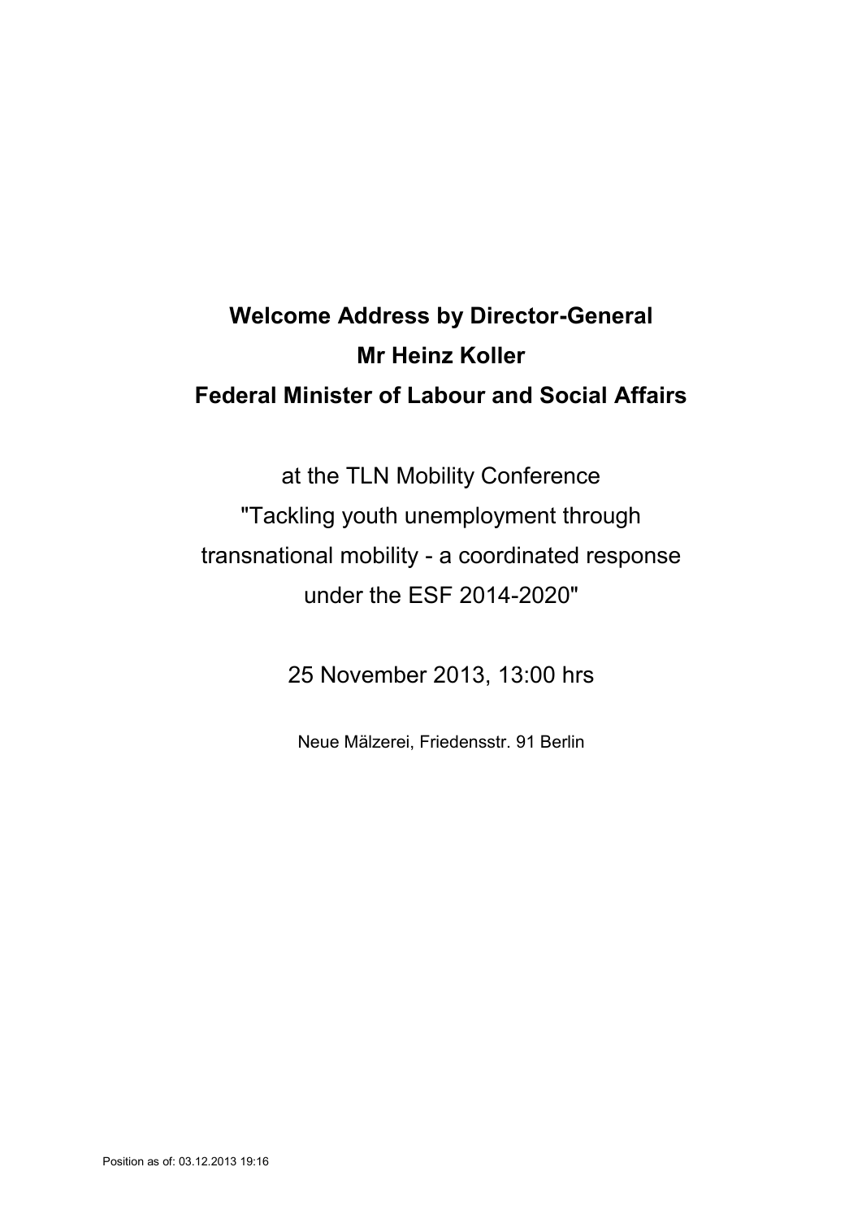# Welcome Address by Director-General Mr Heinz Koller Federal Minister of Labour and Social Affairs

at the TLN Mobility Conference "Tackling youth unemployment through transnational mobility - a coordinated response under the ESF 2014-2020"

25 November 2013, 13:00 hrs

Neue Mälzerei, Friedensstr. 91 Berlin

Position as of: 03.12.2013 19:16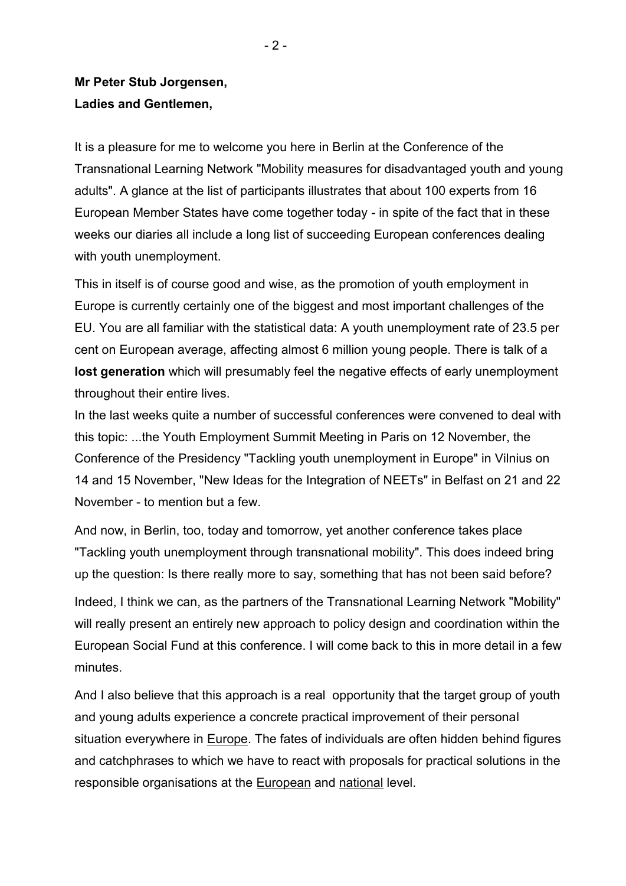**Mr Peter Stub Jorgensen,**
**Ladies and Gentlemen,**

It is a pleasure for me to welcome you here in Berlin at the Conference of the Transnational Learning Network "Mobility measures for disadvantaged youth and young adults". A glance at the list of participants illustrates that about 100 experts from 16 European Member States have come together today - in spite of the fact that in these weeks our diaries all include a long list of succeeding European conferences dealing with youth unemployment.

This in itself is of course good and wise, as the promotion of youth employment in Europe is currently certainly one of the biggest and most important challenges of the EU. You are all familiar with the statistical data: A youth unemployment rate of 23.5 per cent on European average, affecting almost 6 million young people. There is talk of a **lost generation** which will presumably feel the negative effects of early unemployment throughout their entire lives.

In the last weeks quite a number of successful conferences were convened to deal with this topic: ...the Youth Employment Summit Meeting in Paris on 12 November, the Conference of the Presidency "Tackling youth unemployment in Europe" in Vilnius on 14 and 15 November, "New Ideas for the Integration of NEETs" in Belfast on 21 and 22 November - to mention but a few.

And now, in Berlin, too, today and tomorrow, yet another conference takes place "Tackling youth unemployment through transnational mobility". This does indeed bring up the question: Is there really more to say, something that has not been said before?

Indeed, I think we can, as the partners of the Transnational Learning Network "Mobility" will really present an entirely new approach to policy design and coordination within the European Social Fund at this conference. I will come back to this in more detail in a few minutes.

And I also believe that this approach is a real opportunity that the target group of youth and young adults experience a concrete practical improvement of their personal situation everywhere in <u>Europe</u>. The fates of individuals are often hidden behind figures and catchphrases to which we have to react with proposals for practical solutions in the responsible organisations at the <u>European</u> and <u>national</u> level.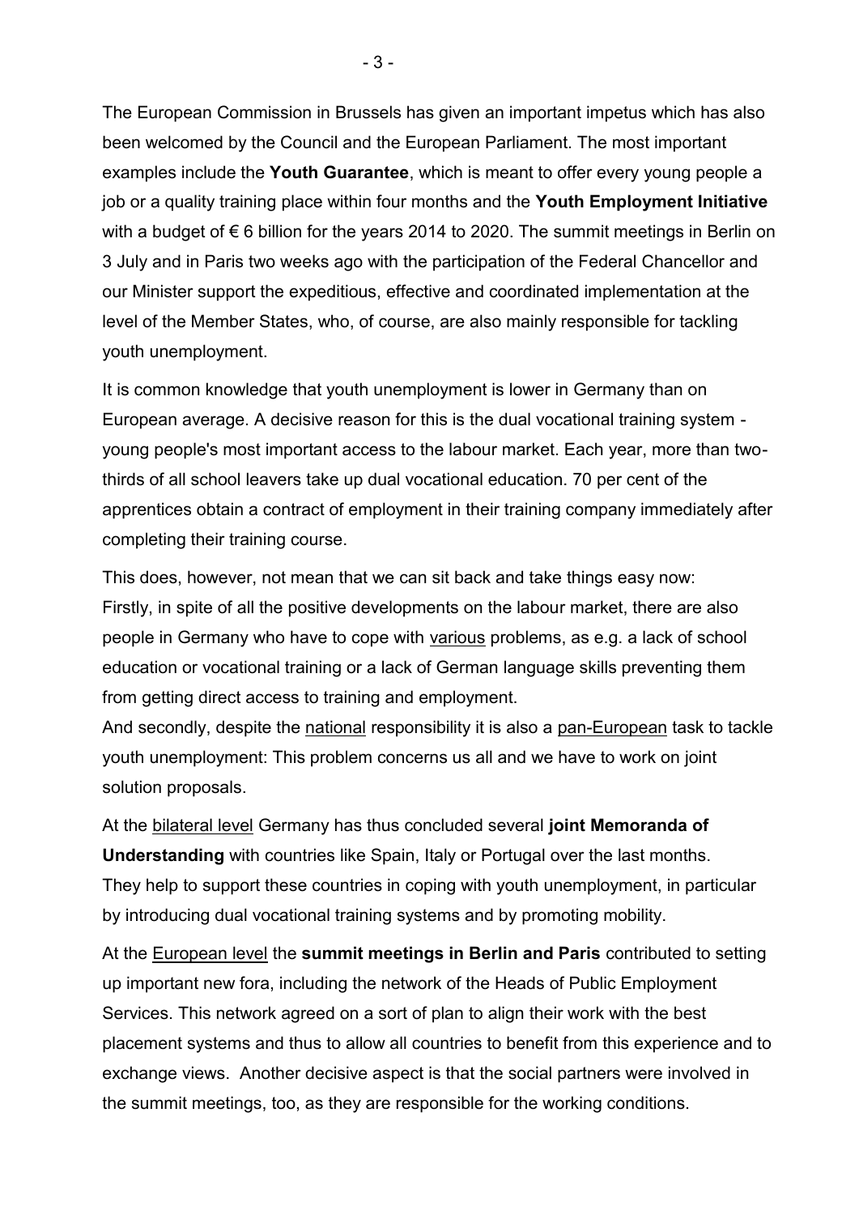The European Commission in Brussels has given an important impetus which has also been welcomed by the Council and the European Parliament. The most important examples include the **Youth Guarantee**, which is meant to offer every young people a job or a quality training place within four months and the **Youth Employment Initiative** with a budget of € 6 billion for the years 2014 to 2020. The summit meetings in Berlin on 3 July and in Paris two weeks ago with the participation of the Federal Chancellor and our Minister support the expeditious, effective and coordinated implementation at the level of the Member States, who, of course, are also mainly responsible for tackling youth unemployment.

It is common knowledge that youth unemployment is lower in Germany than on European average. A decisive reason for this is the dual vocational training system - young people's most important access to the labour market. Each year, more than two-thirds of all school leavers take up dual vocational education. 70 per cent of the apprentices obtain a contract of employment in their training company immediately after completing their training course.

This does, however, not mean that we can sit back and take things easy now:
Firstly, in spite of all the positive developments on the labour market, there are also people in Germany who have to cope with <u>various</u> problems, as e.g. a lack of school education or vocational training or a lack of German language skills preventing them from getting direct access to training and employment.
And secondly, despite the <u>national</u> responsibility it is also a <u>pan-European</u> task to tackle youth unemployment: This problem concerns us all and we have to work on joint solution proposals.

At the <u>bilateral level</u> Germany has thus concluded several **joint Memoranda of Understanding** with countries like Spain, Italy or Portugal over the last months. They help to support these countries in coping with youth unemployment, in particular by introducing dual vocational training systems and by promoting mobility.

At the <u>European level</u> the **summit meetings in Berlin and Paris** contributed to setting up important new fora, including the network of the Heads of Public Employment Services. This network agreed on a sort of plan to align their work with the best placement systems and thus to allow all countries to benefit from this experience and to exchange views. Another decisive aspect is that the social partners were involved in the summit meetings, too, as they are responsible for the working conditions.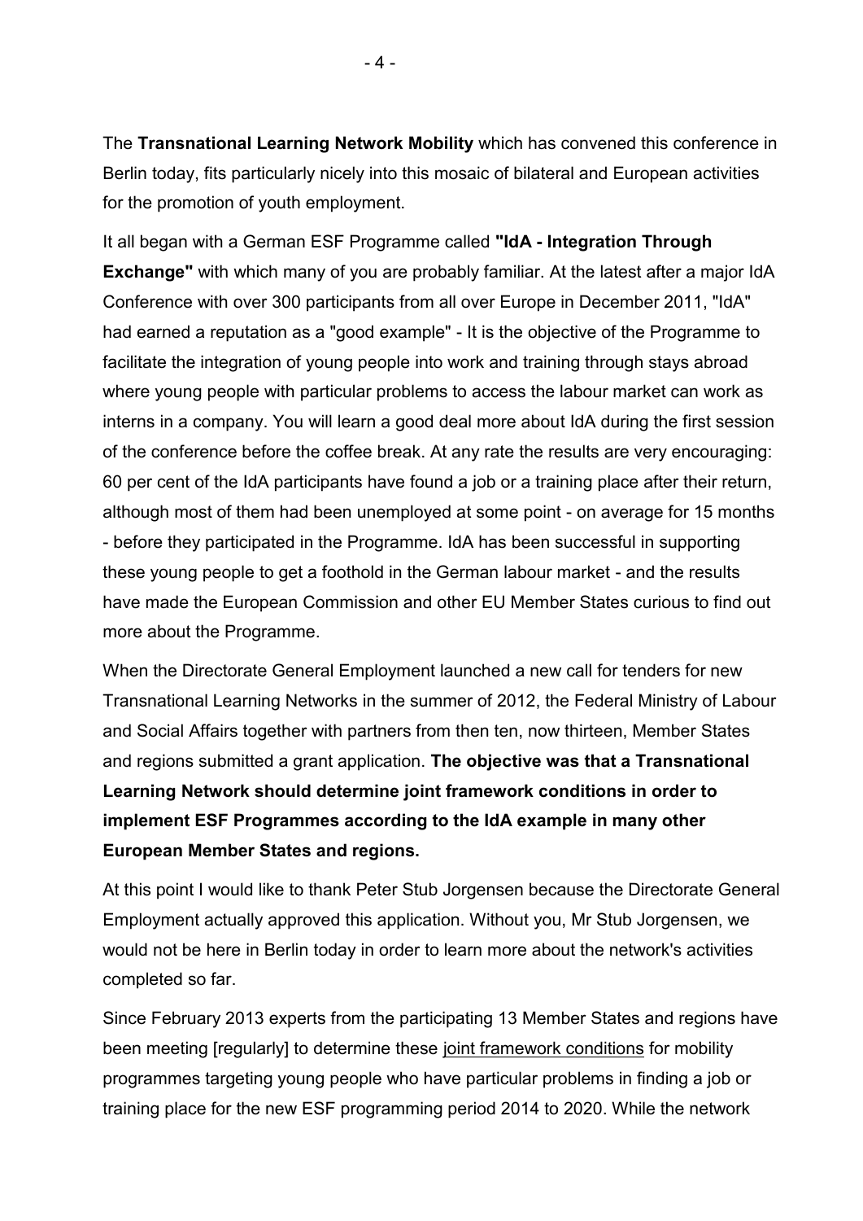The **Transnational Learning Network Mobility** which has convened this conference in Berlin today, fits particularly nicely into this mosaic of bilateral and European activities for the promotion of youth employment.

It all began with a German ESF Programme called **"IdA - Integration Through Exchange"** with which many of you are probably familiar. At the latest after a major IdA Conference with over 300 participants from all over Europe in December 2011, "IdA" had earned a reputation as a "good example" - It is the objective of the Programme to facilitate the integration of young people into work and training through stays abroad where young people with particular problems to access the labour market can work as interns in a company. You will learn a good deal more about IdA during the first session of the conference before the coffee break. At any rate the results are very encouraging: 60 per cent of the IdA participants have found a job or a training place after their return, although most of them had been unemployed at some point - on average for 15 months - before they participated in the Programme. IdA has been successful in supporting these young people to get a foothold in the German labour market - and the results have made the European Commission and other EU Member States curious to find out more about the Programme.

When the Directorate General Employment launched a new call for tenders for new Transnational Learning Networks in the summer of 2012, the Federal Ministry of Labour and Social Affairs together with partners from then ten, now thirteen, Member States and regions submitted a grant application. **The objective was that a Transnational Learning Network should determine joint framework conditions in order to implement ESF Programmes according to the IdA example in many other European Member States and regions.**

At this point I would like to thank Peter Stub Jorgensen because the Directorate General Employment actually approved this application. Without you, Mr Stub Jorgensen, we would not be here in Berlin today in order to learn more about the network's activities completed so far.

Since February 2013 experts from the participating 13 Member States and regions have been meeting [regularly] to determine these <u>joint framework conditions</u> for mobility programmes targeting young people who have particular problems in finding a job or training place for the new ESF programming period 2014 to 2020. While the network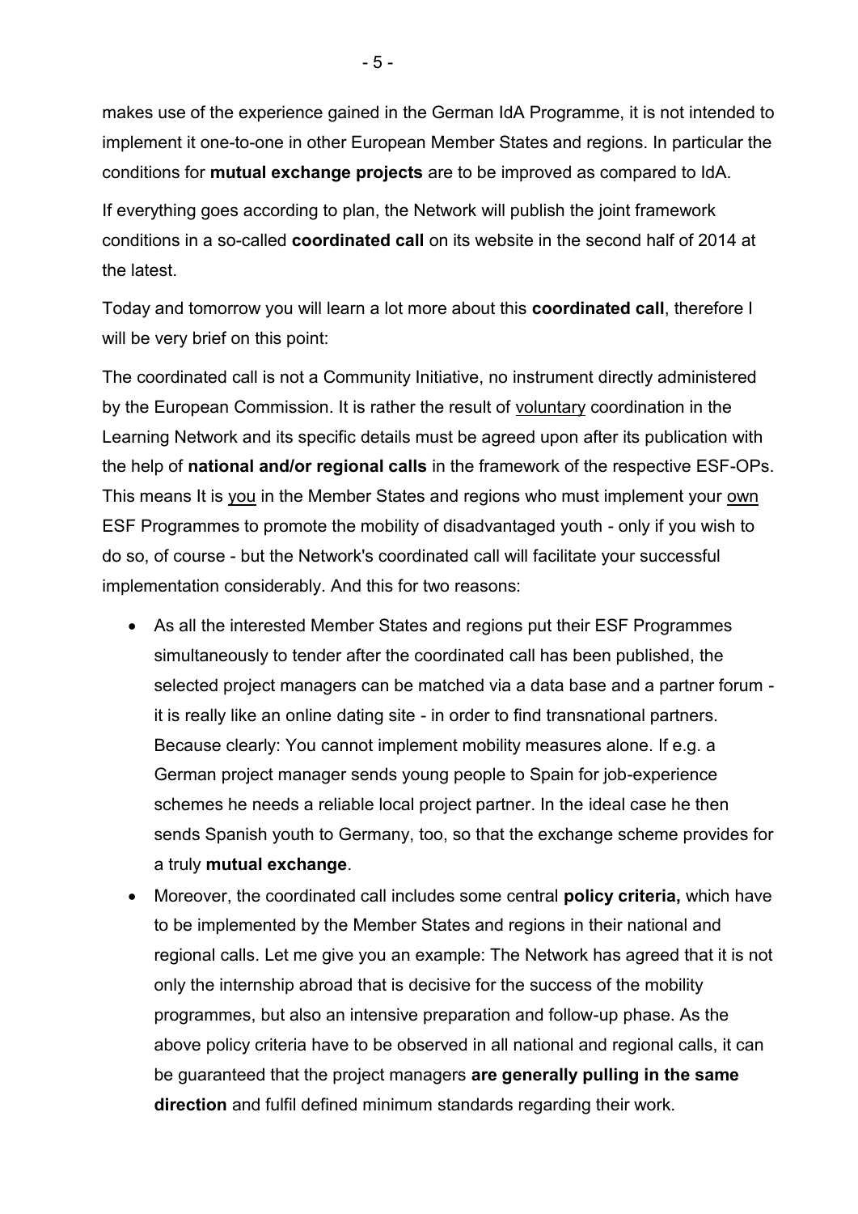makes use of the experience gained in the German IdA Programme, it is not intended to implement it one-to-one in other European Member States and regions. In particular the conditions for **mutual exchange projects** are to be improved as compared to IdA.

If everything goes according to plan, the Network will publish the joint framework conditions in a so-called **coordinated call** on its website in the second half of 2014 at the latest.

Today and tomorrow you will learn a lot more about this **coordinated call**, therefore I will be very brief on this point:

The coordinated call is not a Community Initiative, no instrument directly administered by the European Commission. It is rather the result of voluntary coordination in the Learning Network and its specific details must be agreed upon after its publication with the help of **national and/or regional calls** in the framework of the respective ESF-OPs. This means It is you in the Member States and regions who must implement your own ESF Programmes to promote the mobility of disadvantaged youth - only if you wish to do so, of course - but the Network's coordinated call will facilitate your successful implementation considerably. And this for two reasons:

- As all the interested Member States and regions put their ESF Programmes simultaneously to tender after the coordinated call has been published, the selected project managers can be matched via a data base and a partner forum - it is really like an online dating site - in order to find transnational partners. Because clearly: You cannot implement mobility measures alone. If e.g. a German project manager sends young people to Spain for job-experience schemes he needs a reliable local project partner. In the ideal case he then sends Spanish youth to Germany, too, so that the exchange scheme provides for a truly **mutual exchange**.
- Moreover, the coordinated call includes some central **policy criteria,** which have to be implemented by the Member States and regions in their national and regional calls. Let me give you an example: The Network has agreed that it is not only the internship abroad that is decisive for the success of the mobility programmes, but also an intensive preparation and follow-up phase. As the above policy criteria have to be observed in all national and regional calls, it can be guaranteed that the project managers **are generally pulling in the same direction** and fulfil defined minimum standards regarding their work.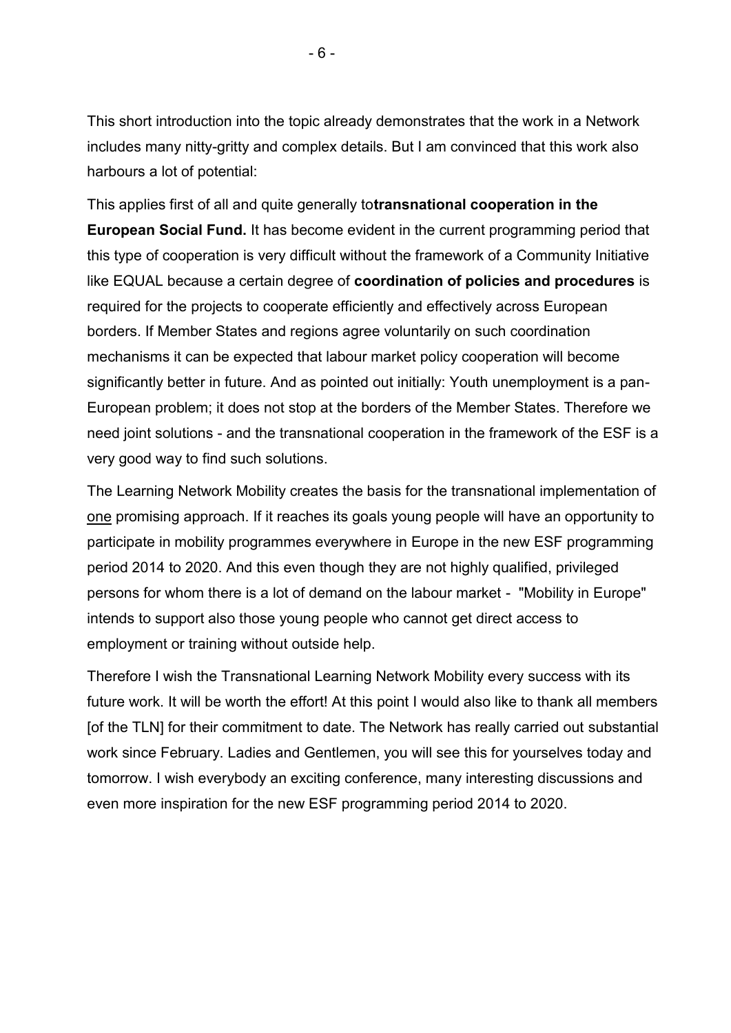This short introduction into the topic already demonstrates that the work in a Network includes many nitty-gritty and complex details. But I am convinced that this work also harbours a lot of potential:

This applies first of all and quite generally to**transnational cooperation in the European Social Fund.** It has become evident in the current programming period that this type of cooperation is very difficult without the framework of a Community Initiative like EQUAL because a certain degree of **coordination of policies and procedures** is required for the projects to cooperate efficiently and effectively across European borders. If Member States and regions agree voluntarily on such coordination mechanisms it can be expected that labour market policy cooperation will become significantly better in future. And as pointed out initially: Youth unemployment is a pan-European problem; it does not stop at the borders of the Member States. Therefore we need joint solutions - and the transnational cooperation in the framework of the ESF is a very good way to find such solutions.

The Learning Network Mobility creates the basis for the transnational implementation of <u>one</u> promising approach. If it reaches its goals young people will have an opportunity to participate in mobility programmes everywhere in Europe in the new ESF programming period 2014 to 2020. And this even though they are not highly qualified, privileged persons for whom there is a lot of demand on the labour market - "Mobility in Europe" intends to support also those young people who cannot get direct access to employment or training without outside help.

Therefore I wish the Transnational Learning Network Mobility every success with its future work. It will be worth the effort! At this point I would also like to thank all members [of the TLN] for their commitment to date. The Network has really carried out substantial work since February. Ladies and Gentlemen, you will see this for yourselves today and tomorrow. I wish everybody an exciting conference, many interesting discussions and even more inspiration for the new ESF programming period 2014 to 2020.